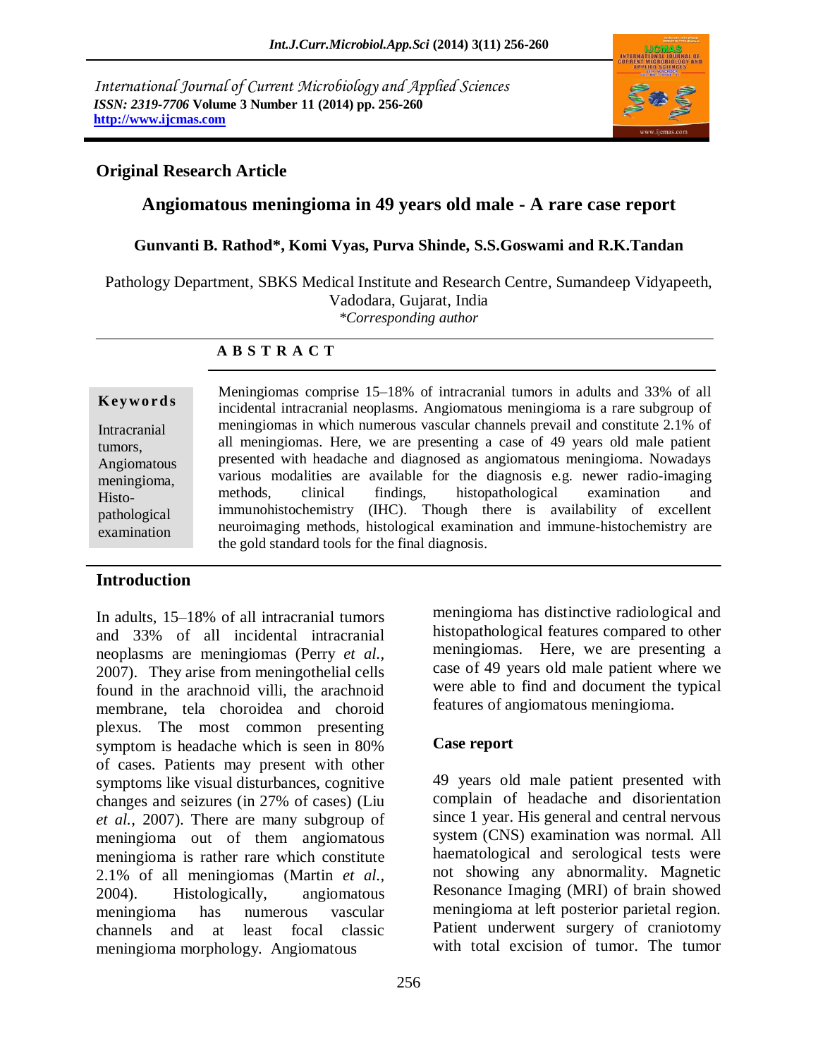International Journal of Current Microbiology and Applied Sciences
*ISSN: 2319-7706* **Volume 3 Number 11 (2014) pp. 256-260**
**http://www.ijcmas.com**

**Original Research Article**

# Angiomatous meningioma in 49 years old male - A rare case report

**Gunvanti B. Rathod\*, Komi Vyas, Purva Shinde, S.S.Goswami and R.K.Tandan**

Pathology Department, SBKS Medical Institute and Research Centre, Sumandeep Vidyapeeth, Vadodara, Gujarat, India
*\*Corresponding author*

## ABSTRACT

**Keywords**

Intracranial tumors, Angiomatous meningioma, Histo-pathological examination

Meningiomas comprise 15–18% of intracranial tumors in adults and 33% of all incidental intracranial neoplasms. Angiomatous meningioma is a rare subgroup of meningiomas in which numerous vascular channels prevail and constitute 2.1% of all meningiomas. Here, we are presenting a case of 49 years old male patient presented with headache and diagnosed as angiomatous meningioma. Nowadays various modalities are available for the diagnosis e.g. newer radio-imaging methods, clinical findings, histopathological examination and immunohistochemistry (IHC). Though there is availability of excellent neuroimaging methods, histological examination and immune-histochemistry are the gold standard tools for the final diagnosis.

## Introduction

In adults, 15–18% of all intracranial tumors and 33% of all incidental intracranial neoplasms are meningiomas (Perry *et al.,* 2007). They arise from meningothelial cells found in the arachnoid villi, the arachnoid membrane, tela choroidea and choroid plexus. The most common presenting symptom is headache which is seen in 80% of cases. Patients may present with other symptoms like visual disturbances, cognitive changes and seizures (in 27% of cases) (Liu *et al.,* 2007). There are many subgroup of meningioma out of them angiomatous meningioma is rather rare which constitute 2.1% of all meningiomas (Martin *et al.,* 2004). Histologically, angiomatous meningioma has numerous vascular channels and at least focal classic meningioma morphology. Angiomatous meningioma has distinctive radiological and histopathological features compared to other meningiomas. Here, we are presenting a case of 49 years old male patient where we were able to find and document the typical features of angiomatous meningioma.

### Case report

49 years old male patient presented with complain of headache and disorientation since 1 year. His general and central nervous system (CNS) examination was normal. All haematological and serological tests were not showing any abnormality. Magnetic Resonance Imaging (MRI) of brain showed meningioma at left posterior parietal region. Patient underwent surgery of craniotomy with total excision of tumor. The tumor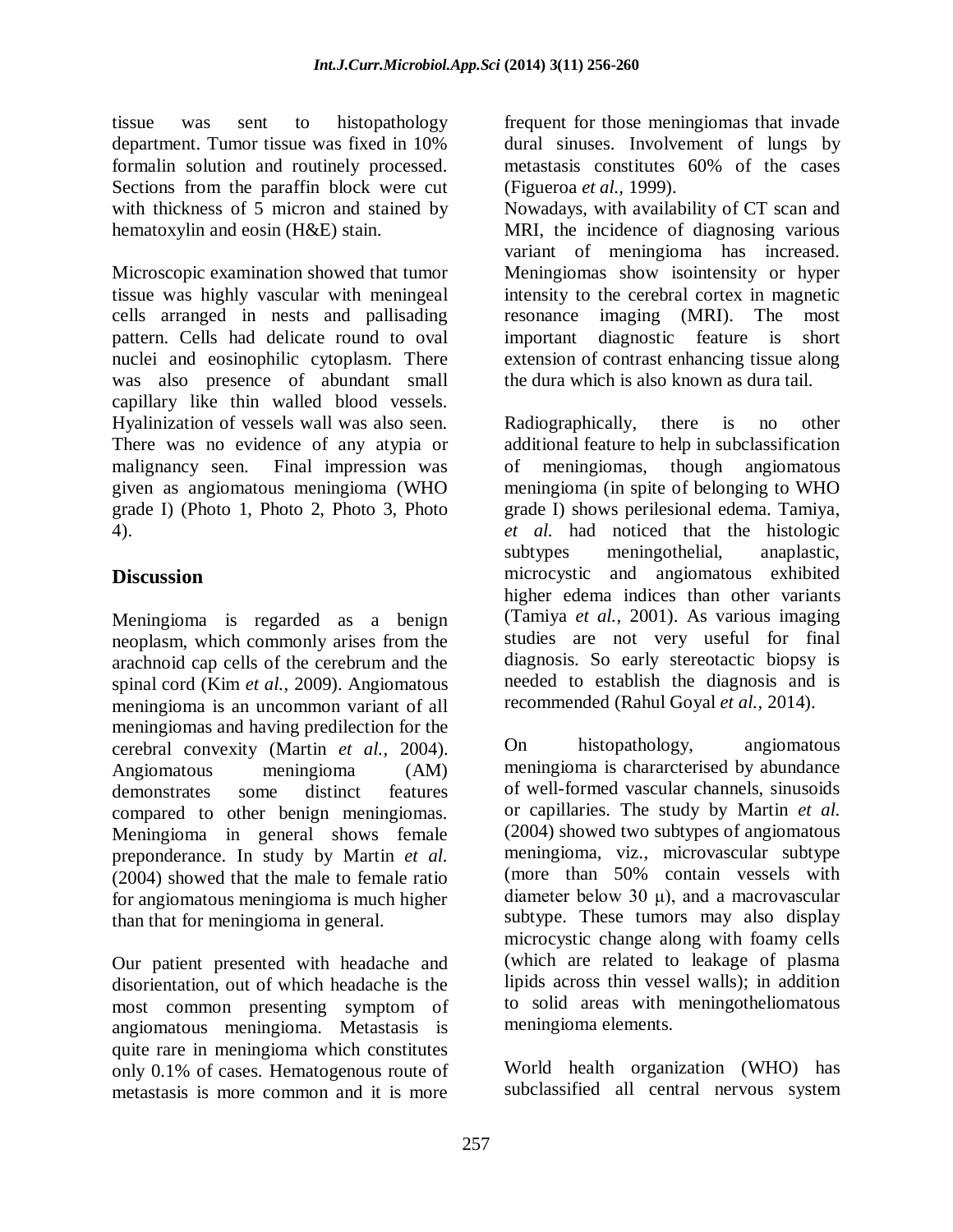tissue was sent to histopathology department. Tumor tissue was fixed in 10% formalin solution and routinely processed. Sections from the paraffin block were cut with thickness of 5 micron and stained by hematoxylin and eosin (H&E) stain.

Microscopic examination showed that tumor tissue was highly vascular with meningeal cells arranged in nests and pallisading pattern. Cells had delicate round to oval nuclei and eosinophilic cytoplasm. There was also presence of abundant small capillary like thin walled blood vessels. Hyalinization of vessels wall was also seen. There was no evidence of any atypia or malignancy seen. Final impression was given as angiomatous meningioma (WHO grade I) (Photo 1, Photo 2, Photo 3, Photo 4).

## Discussion

Meningioma is regarded as a benign neoplasm, which commonly arises from the arachnoid cap cells of the cerebrum and the spinal cord (Kim *et al.*, 2009). Angiomatous meningioma is an uncommon variant of all meningiomas and having predilection for the cerebral convexity (Martin *et al.*, 2004). Angiomatous meningioma (AM) demonstrates some distinct features compared to other benign meningiomas. Meningioma in general shows female preponderance. In study by Martin *et al.* (2004) showed that the male to female ratio for angiomatous meningioma is much higher than that for meningioma in general.

Our patient presented with headache and disorientation, out of which headache is the most common presenting symptom of angiomatous meningioma. Metastasis is quite rare in meningioma which constitutes only 0.1% of cases. Hematogenous route of metastasis is more common and it is more frequent for those meningiomas that invade dural sinuses. Involvement of lungs by metastasis constitutes 60% of the cases (Figueroa *et al.*, 1999).

Nowadays, with availability of CT scan and MRI, the incidence of diagnosing various variant of meningioma has increased. Meningiomas show isointensity or hyper intensity to the cerebral cortex in magnetic resonance imaging (MRI). The most important diagnostic feature is short extension of contrast enhancing tissue along the dura which is also known as dura tail.

Radiographically, there is no other additional feature to help in subclassification of meningiomas, though angiomatous meningioma (in spite of belonging to WHO grade I) shows perilesional edema. Tamiya, *et al.* had noticed that the histologic subtypes meningothelial, anaplastic, microcystic and angiomatous exhibited higher edema indices than other variants (Tamiya *et al.*, 2001). As various imaging studies are not very useful for final diagnosis. So early stereotactic biopsy is needed to establish the diagnosis and is recommended (Rahul Goyal *et al.*, 2014).

On histopathology, angiomatous meningioma is chararcterised by abundance of well-formed vascular channels, sinusoids or capillaries. The study by Martin *et al.* (2004) showed two subtypes of angiomatous meningioma, viz., microvascular subtype (more than 50% contain vessels with diameter below 30 μ), and a macrovascular subtype. These tumors may also display microcystic change along with foamy cells (which are related to leakage of plasma lipids across thin vessel walls); in addition to solid areas with meningotheliomatous meningioma elements.

World health organization (WHO) has subclassified all central nervous system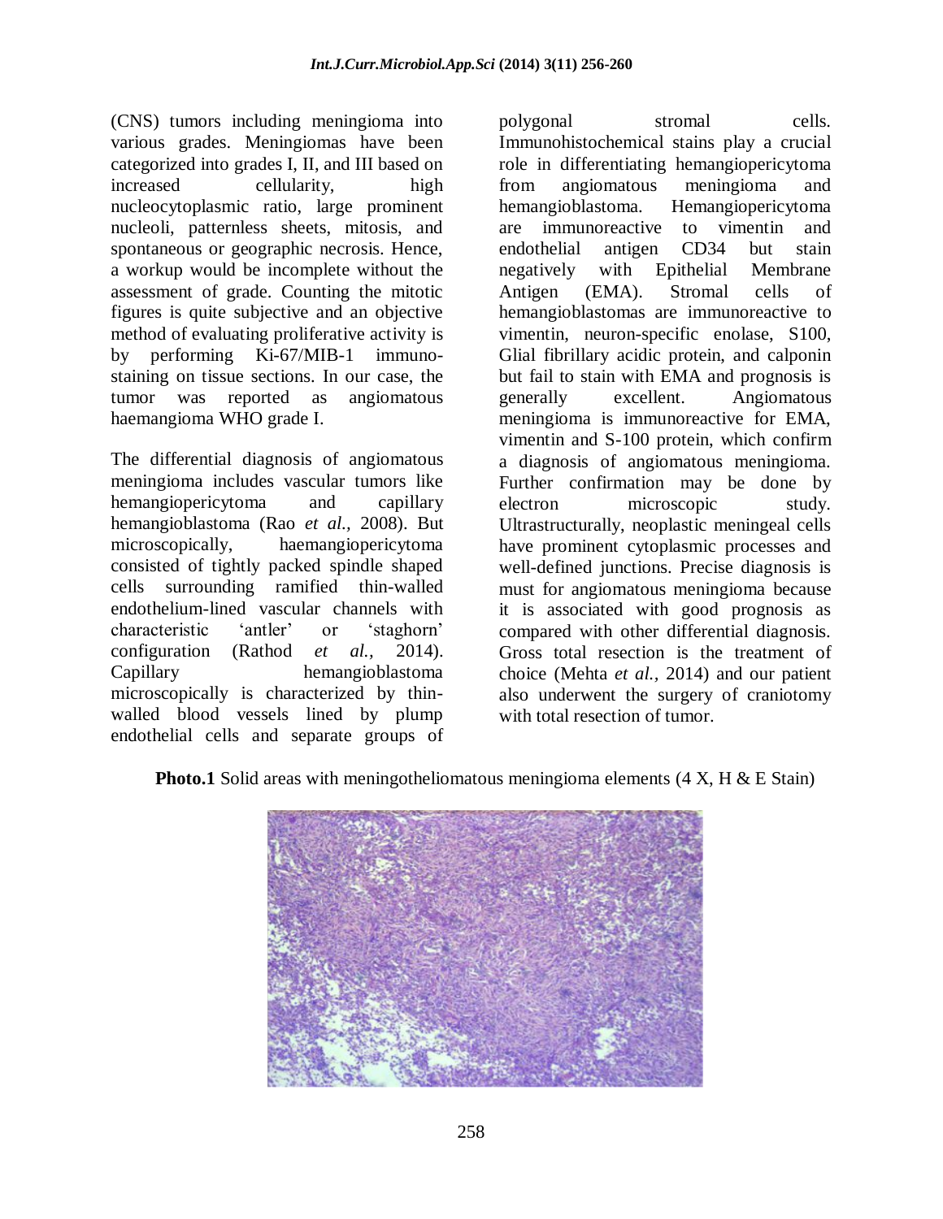(CNS) tumors including meningioma into various grades. Meningiomas have been categorized into grades I, II, and III based on increased cellularity, high nucleocytoplasmic ratio, large prominent nucleoli, patternless sheets, mitosis, and spontaneous or geographic necrosis. Hence, a workup would be incomplete without the assessment of grade. Counting the mitotic figures is quite subjective and an objective method of evaluating proliferative activity is by performing Ki-67/MIB-1 immuno-staining on tissue sections. In our case, the tumor was reported as angiomatous haemangioma WHO grade I.

The differential diagnosis of angiomatous meningioma includes vascular tumors like hemangiopericytoma and capillary hemangioblastoma (Rao *et al.,* 2008). But microscopically, haemangiopericytoma consisted of tightly packed spindle shaped cells surrounding ramified thin-walled endothelium-lined vascular channels with characteristic 'antler' or 'staghorn' configuration (Rathod *et al.,* 2014). Capillary hemangioblastoma microscopically is characterized by thin-walled blood vessels lined by plump endothelial cells and separate groups of polygonal stromal cells. Immunohistochemical stains play a crucial role in differentiating hemangiopericytoma from angiomatous meningioma and hemangioblastoma. Hemangiopericytoma are immunoreactive to vimentin and endothelial antigen CD34 but stain negatively with Epithelial Membrane Antigen (EMA). Stromal cells of hemangioblastomas are immunoreactive to vimentin, neuron-specific enolase, S100, Glial fibrillary acidic protein, and calponin but fail to stain with EMA and prognosis is generally excellent. Angiomatous meningioma is immunoreactive for EMA, vimentin and S-100 protein, which confirm a diagnosis of angiomatous meningioma. Further confirmation may be done by electron microscopic study. Ultrastructurally, neoplastic meningeal cells have prominent cytoplasmic processes and well-defined junctions. Precise diagnosis is must for angiomatous meningioma because it is associated with good prognosis as compared with other differential diagnosis. Gross total resection is the treatment of choice (Mehta *et al.,* 2014) and our patient also underwent the surgery of craniotomy with total resection of tumor.

**Photo.1** Solid areas with meningotheliomatous meningioma elements (4 X, H & E Stain)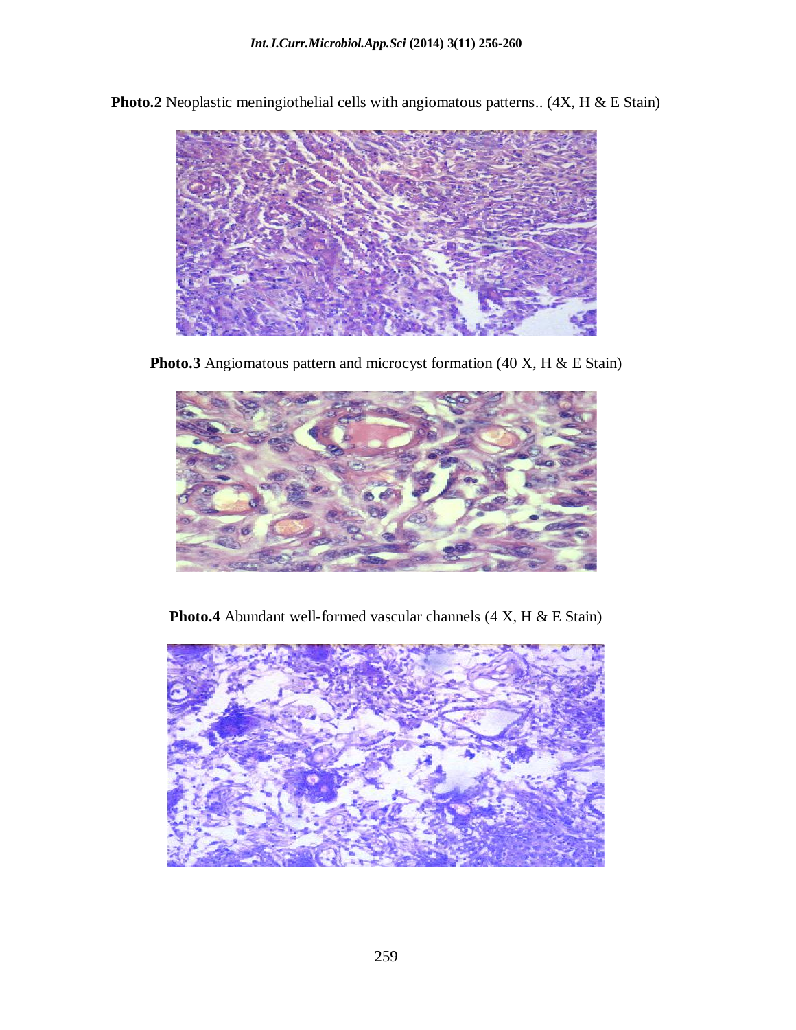**Photo.2** Neoplastic meningiothelial cells with angiomatous patterns.. (4X, H & E Stain)

**Photo.3** Angiomatous pattern and microcyst formation (40 X, H & E Stain)

**Photo.4** Abundant well-formed vascular channels (4 X, H & E Stain)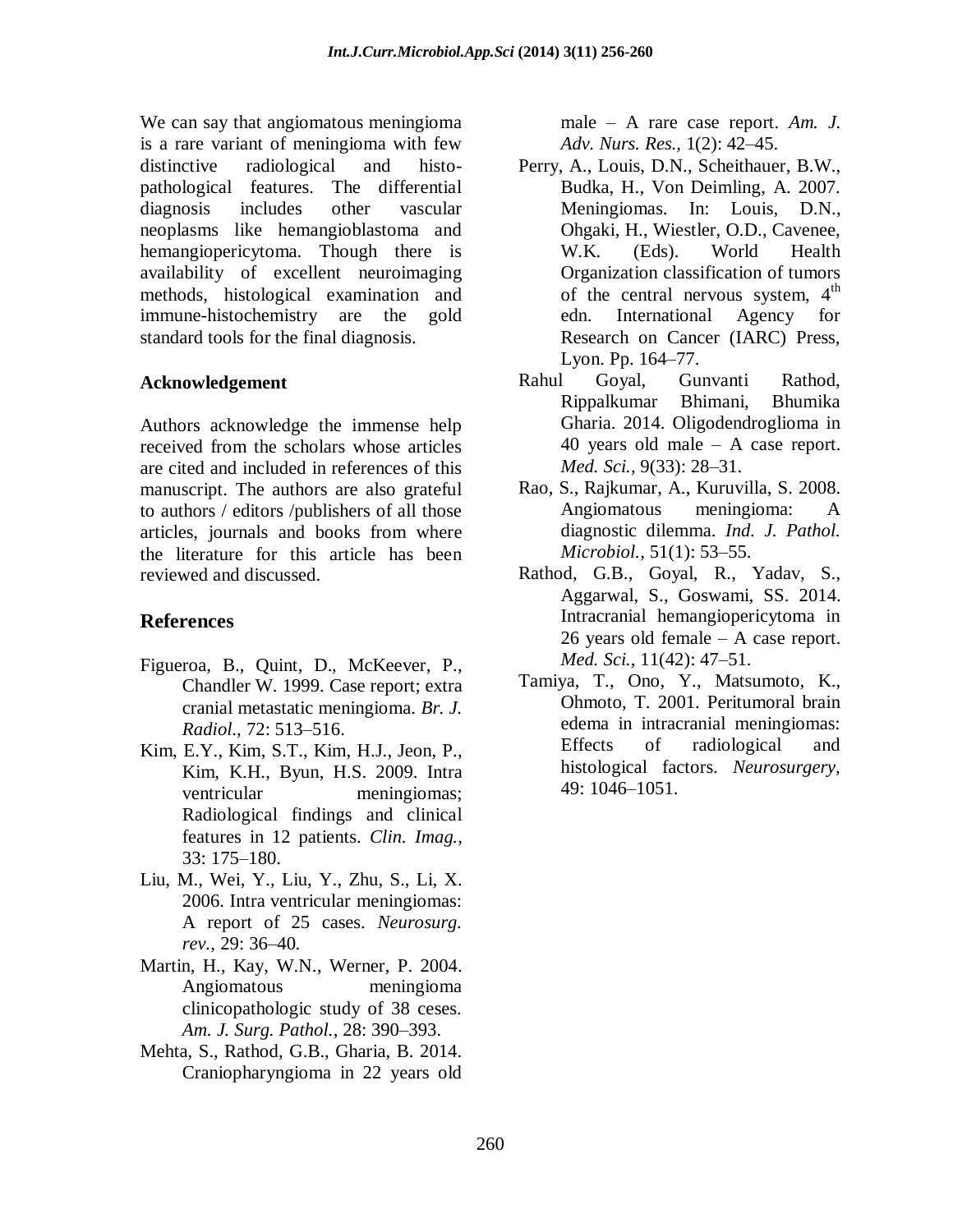We can say that angiomatous meningioma is a rare variant of meningioma with few distinctive radiological and histo-pathological features. The differential diagnosis includes other vascular neoplasms like hemangioblastoma and hemangiopericytoma. Though there is availability of excellent neuroimaging methods, histological examination and immune-histochemistry are the gold standard tools for the final diagnosis.

## Acknowledgement

Authors acknowledge the immense help received from the scholars whose articles are cited and included in references of this manuscript. The authors are also grateful to authors / editors /publishers of all those articles, journals and books from where the literature for this article has been reviewed and discussed.

## References

- Figueroa, B., Quint, D., McKeever, P., Chandler W. 1999. Case report; extra cranial metastatic meningioma. *Br. J. Radiol.,* 72: 513–516.
- Kim, E.Y., Kim, S.T., Kim, H.J., Jeon, P., Kim, K.H., Byun, H.S. 2009. Intra ventricular meningiomas; Radiological findings and clinical features in 12 patients. *Clin. Imag.,* 33: 175–180.
- Liu, M., Wei, Y., Liu, Y., Zhu, S., Li, X. 2006. Intra ventricular meningiomas: A report of 25 cases. *Neurosurg. rev.,* 29: 36–40.
- Martin, H., Kay, W.N., Werner, P. 2004. Angiomatous meningioma clinicopathologic study of 38 ceses. *Am. J. Surg. Pathol.,* 28: 390–393.
- Mehta, S., Rathod, G.B., Gharia, B. 2014. Craniopharyngioma in 22 years old male – A rare case report. *Am. J. Adv. Nurs. Res.,* 1(2): 42–45.
- Perry, A., Louis, D.N., Scheithauer, B.W., Budka, H., Von Deimling, A. 2007. Meningiomas. In: Louis, D.N., Ohgaki, H., Wiestler, O.D., Cavenee, W.K. (Eds). World Health Organization classification of tumors of the central nervous system, 4th edn. International Agency for Research on Cancer (IARC) Press, Lyon. Pp. 164–77.
- Rahul Goyal, Gunvanti Rathod, Rippalkumar Bhimani, Bhumika Gharia. 2014. Oligodendroglioma in 40 years old male – A case report. *Med. Sci.,* 9(33): 28–31.
- Rao, S., Rajkumar, A., Kuruvilla, S. 2008. Angiomatous meningioma: A diagnostic dilemma. *Ind. J. Pathol. Microbiol.,* 51(1): 53–55.
- Rathod, G.B., Goyal, R., Yadav, S., Aggarwal, S., Goswami, SS. 2014. Intracranial hemangiopericytoma in 26 years old female – A case report. *Med. Sci.,* 11(42): 47–51.
- Tamiya, T., Ono, Y., Matsumoto, K., Ohmoto, T. 2001. Peritumoral brain edema in intracranial meningiomas: Effects of radiological and histological factors. *Neurosurgery,* 49: 1046–1051.